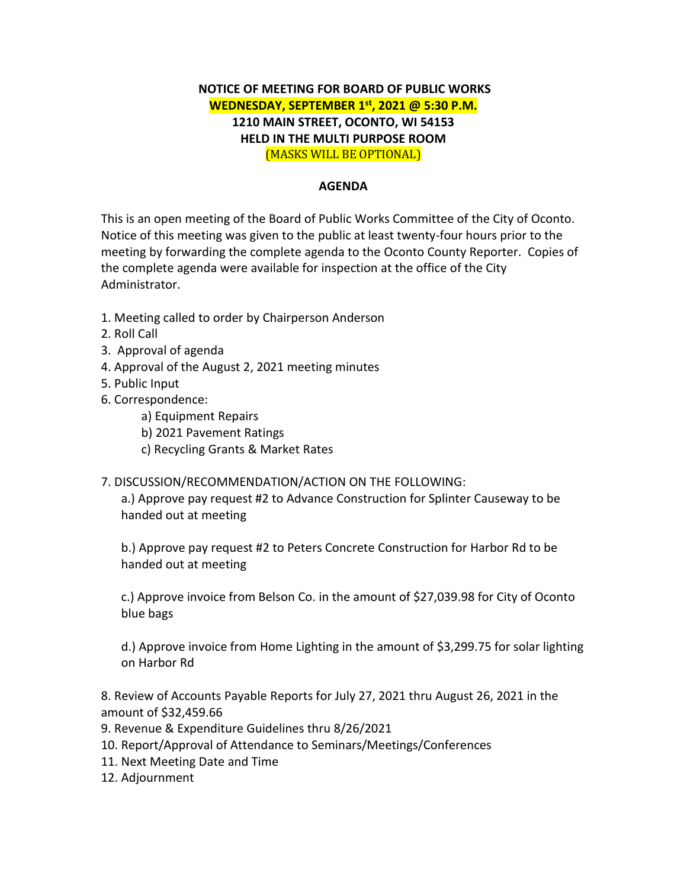**NOTICE OF MEETING FOR BOARD OF PUBLIC WORKS**
**WEDNESDAY, SEPTEMBER 1st, 2021 @ 5:30 P.M.**
**1210 MAIN STREET, OCONTO, WI 54153**
**HELD IN THE MULTI PURPOSE ROOM**
(MASKS WILL BE OPTIONAL)

**AGENDA**

This is an open meeting of the Board of Public Works Committee of the City of Oconto. Notice of this meeting was given to the public at least twenty-four hours prior to the meeting by forwarding the complete agenda to the Oconto County Reporter. Copies of the complete agenda were available for inspection at the office of the City Administrator.

1. Meeting called to order by Chairperson Anderson
2. Roll Call
3. Approval of agenda
4. Approval of the August 2, 2021 meeting minutes
5. Public Input
6. Correspondence:
   a) Equipment Repairs
   b) 2021 Pavement Ratings
   c) Recycling Grants & Market Rates
7. DISCUSSION/RECOMMENDATION/ACTION ON THE FOLLOWING:

   a.) Approve pay request #2 to Advance Construction for Splinter Causeway to be handed out at meeting

   b.) Approve pay request #2 to Peters Concrete Construction for Harbor Rd to be handed out at meeting

   c.) Approve invoice from Belson Co. in the amount of $27,039.98 for City of Oconto blue bags

   d.) Approve invoice from Home Lighting in the amount of $3,299.75 for solar lighting on Harbor Rd

8. Review of Accounts Payable Reports for July 27, 2021 thru August 26, 2021 in the amount of $32,459.66
9. Revenue & Expenditure Guidelines thru 8/26/2021
10. Report/Approval of Attendance to Seminars/Meetings/Conferences
11. Next Meeting Date and Time
12. Adjournment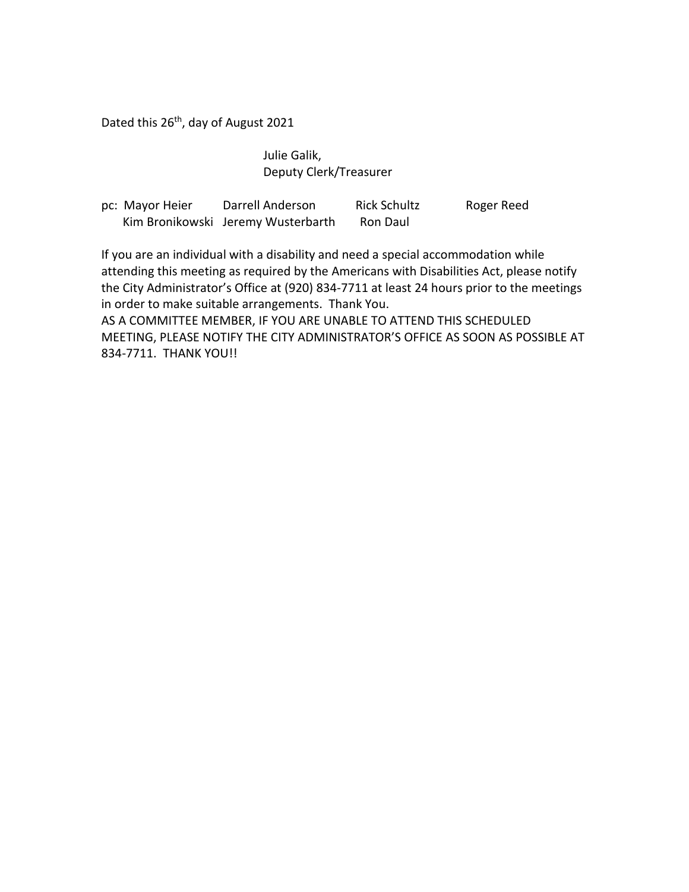Dated this 26th, day of August 2021

Julie Galik,
Deputy Clerk/Treasurer

pc: Mayor Heier Darrell Anderson Rick Schultz Roger Reed
Kim Bronikowski Jeremy Wusterbarth Ron Daul

If you are an individual with a disability and need a special accommodation while attending this meeting as required by the Americans with Disabilities Act, please notify the City Administrator's Office at (920) 834-7711 at least 24 hours prior to the meetings in order to make suitable arrangements. Thank You.
AS A COMMITTEE MEMBER, IF YOU ARE UNABLE TO ATTEND THIS SCHEDULED MEETING, PLEASE NOTIFY THE CITY ADMINISTRATOR'S OFFICE AS SOON AS POSSIBLE AT 834-7711. THANK YOU!!